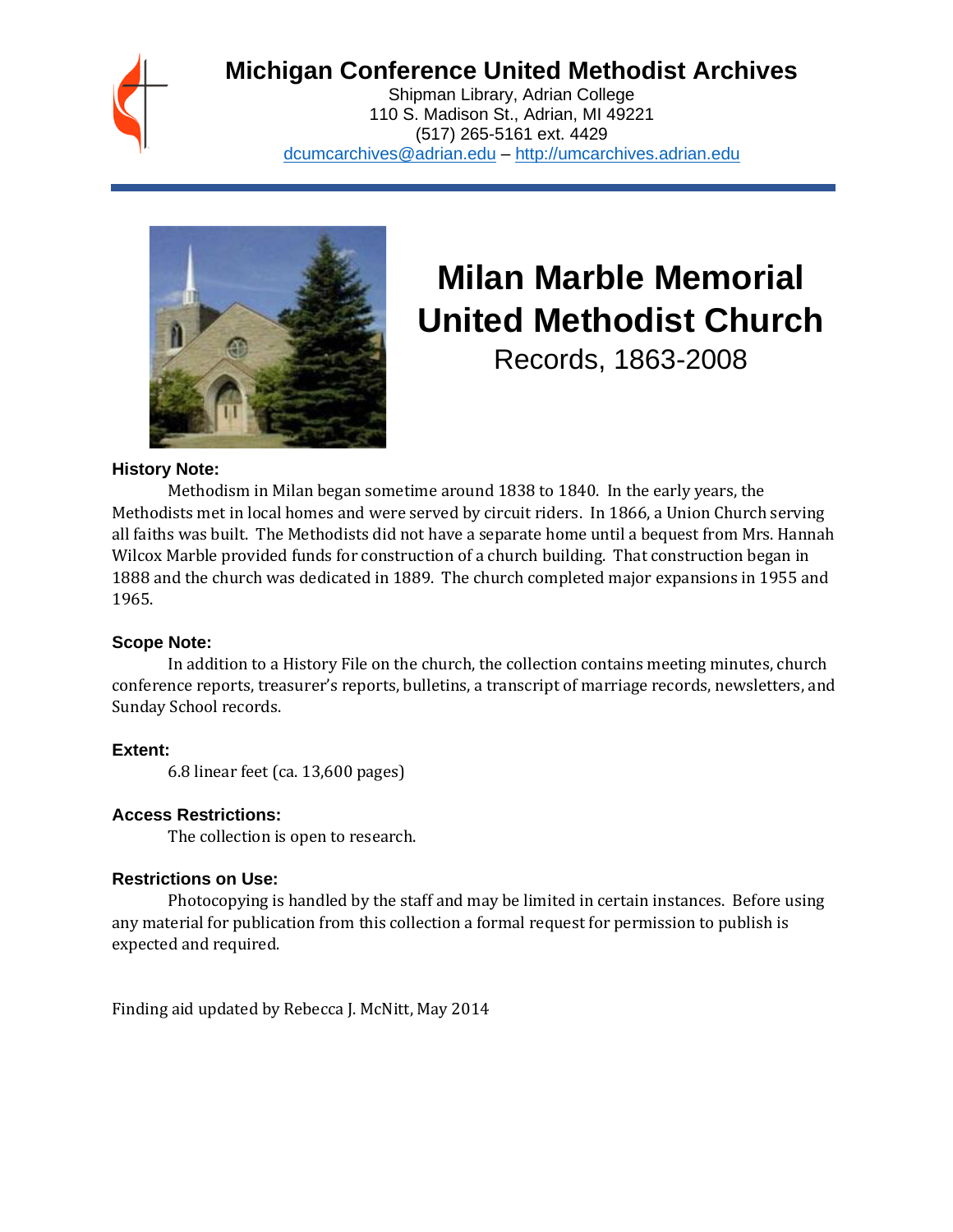# Michigan Conference United Methodist Archives

Shipman Library, Adrian College
110 S. Madison St., Adrian, MI 49221
(517) 265-5161 ext. 4429
dcumcarchives@adrian.edu – http://umcarchives.adrian.edu

# Milan Marble Memorial United Methodist Church

## Records, 1863-2008

**History Note:**

Methodism in Milan began sometime around 1838 to 1840. In the early years, the Methodists met in local homes and were served by circuit riders. In 1866, a Union Church serving all faiths was built. The Methodists did not have a separate home until a bequest from Mrs. Hannah Wilcox Marble provided funds for construction of a church building. That construction began in 1888 and the church was dedicated in 1889. The church completed major expansions in 1955 and 1965.

**Scope Note:**

In addition to a History File on the church, the collection contains meeting minutes, church conference reports, treasurer's reports, bulletins, a transcript of marriage records, newsletters, and Sunday School records.

**Extent:**

6.8 linear feet (ca. 13,600 pages)

**Access Restrictions:**

The collection is open to research.

**Restrictions on Use:**

Photocopying is handled by the staff and may be limited in certain instances. Before using any material for publication from this collection a formal request for permission to publish is expected and required.

Finding aid updated by Rebecca J. McNitt, May 2014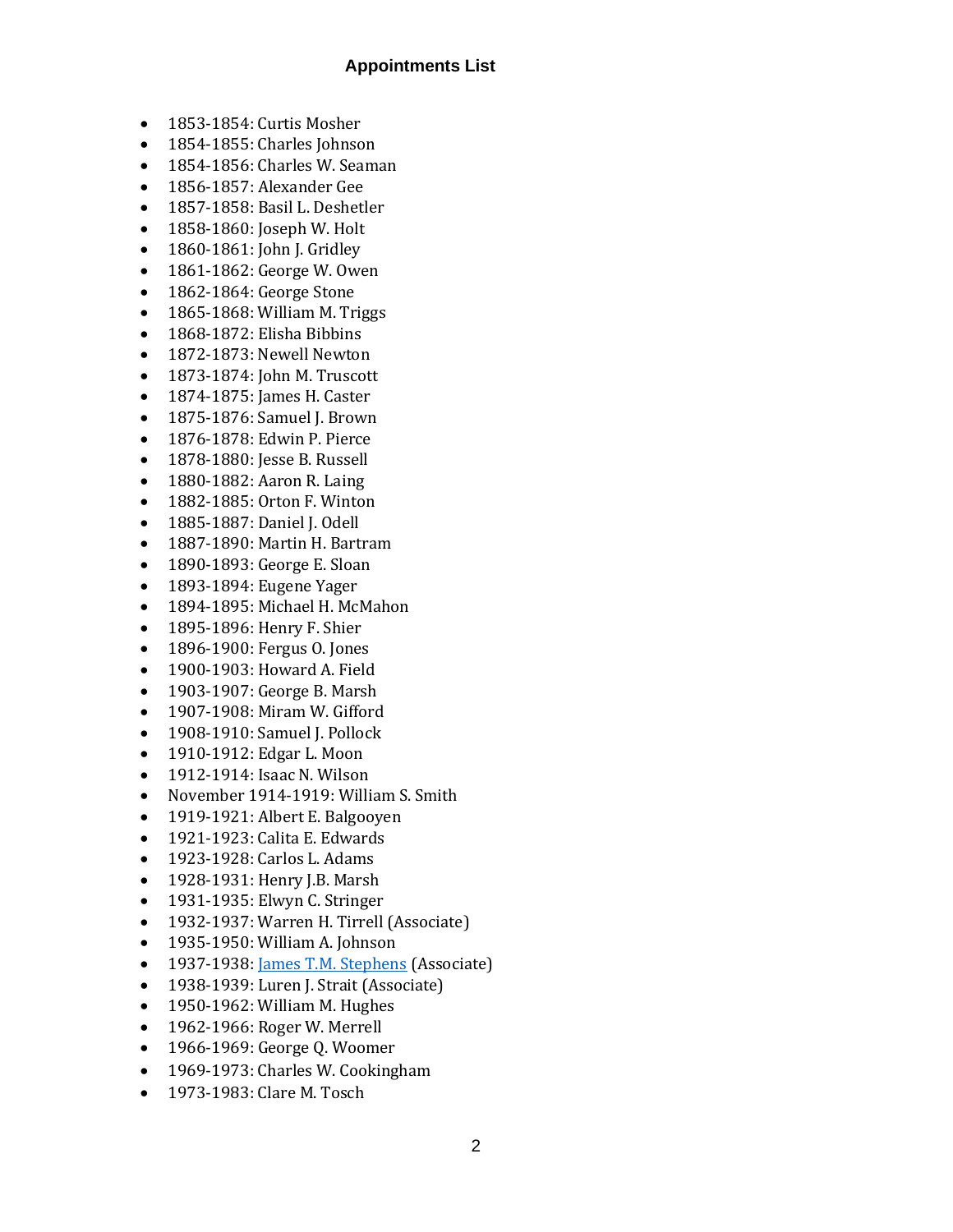## Appointments List

- 1853-1854: Curtis Mosher
- 1854-1855: Charles Johnson
- 1854-1856: Charles W. Seaman
- 1856-1857: Alexander Gee
- 1857-1858: Basil L. Deshetler
- 1858-1860: Joseph W. Holt
- 1860-1861: John J. Gridley
- 1861-1862: George W. Owen
- 1862-1864: George Stone
- 1865-1868: William M. Triggs
- 1868-1872: Elisha Bibbins
- 1872-1873: Newell Newton
- 1873-1874: John M. Truscott
- 1874-1875: James H. Caster
- 1875-1876: Samuel J. Brown
- 1876-1878: Edwin P. Pierce
- 1878-1880: Jesse B. Russell
- 1880-1882: Aaron R. Laing
- 1882-1885: Orton F. Winton
- 1885-1887: Daniel J. Odell
- 1887-1890: Martin H. Bartram
- 1890-1893: George E. Sloan
- 1893-1894: Eugene Yager
- 1894-1895: Michael H. McMahon
- 1895-1896: Henry F. Shier
- 1896-1900: Fergus O. Jones
- 1900-1903: Howard A. Field
- 1903-1907: George B. Marsh
- 1907-1908: Miram W. Gifford
- 1908-1910: Samuel J. Pollock
- 1910-1912: Edgar L. Moon
- 1912-1914: Isaac N. Wilson
- November 1914-1919: William S. Smith
- 1919-1921: Albert E. Balgooyen
- 1921-1923: Calita E. Edwards
- 1923-1928: Carlos L. Adams
- 1928-1931: Henry J.B. Marsh
- 1931-1935: Elwyn C. Stringer
- 1932-1937: Warren H. Tirrell (Associate)
- 1935-1950: William A. Johnson
- 1937-1938: James T.M. Stephens (Associate)
- 1938-1939: Luren J. Strait (Associate)
- 1950-1962: William M. Hughes
- 1962-1966: Roger W. Merrell
- 1966-1969: George Q. Woomer
- 1969-1973: Charles W. Cookingham
- 1973-1983: Clare M. Tosch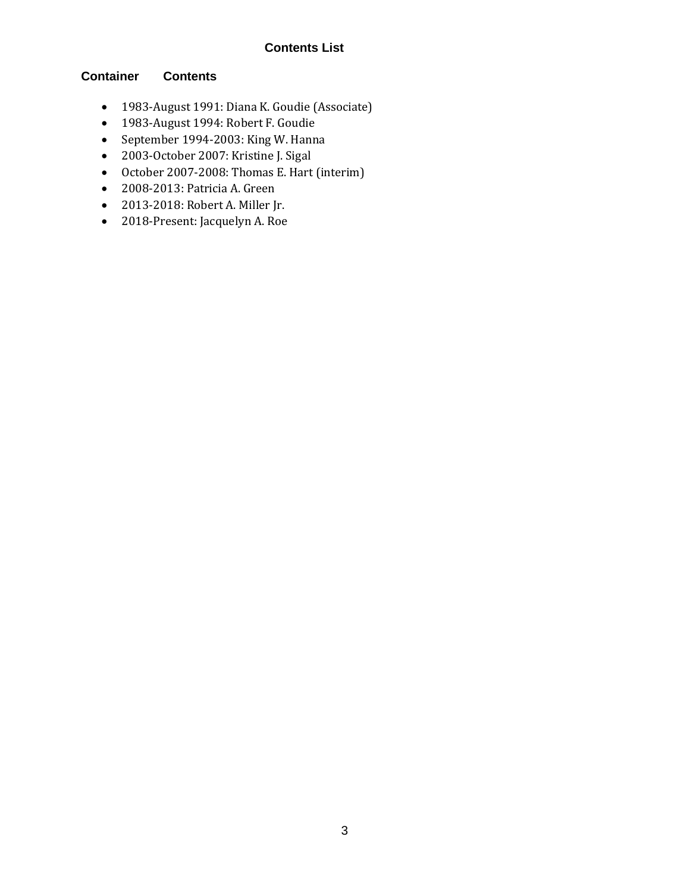## Contents List

**Container** **Contents**

- 1983-August 1991: Diana K. Goudie (Associate)
- 1983-August 1994: Robert F. Goudie
- September 1994-2003: King W. Hanna
- 2003-October 2007: Kristine J. Sigal
- October 2007-2008: Thomas E. Hart (interim)
- 2008-2013: Patricia A. Green
- 2013-2018: Robert A. Miller Jr.
- 2018-Present: Jacquelyn A. Roe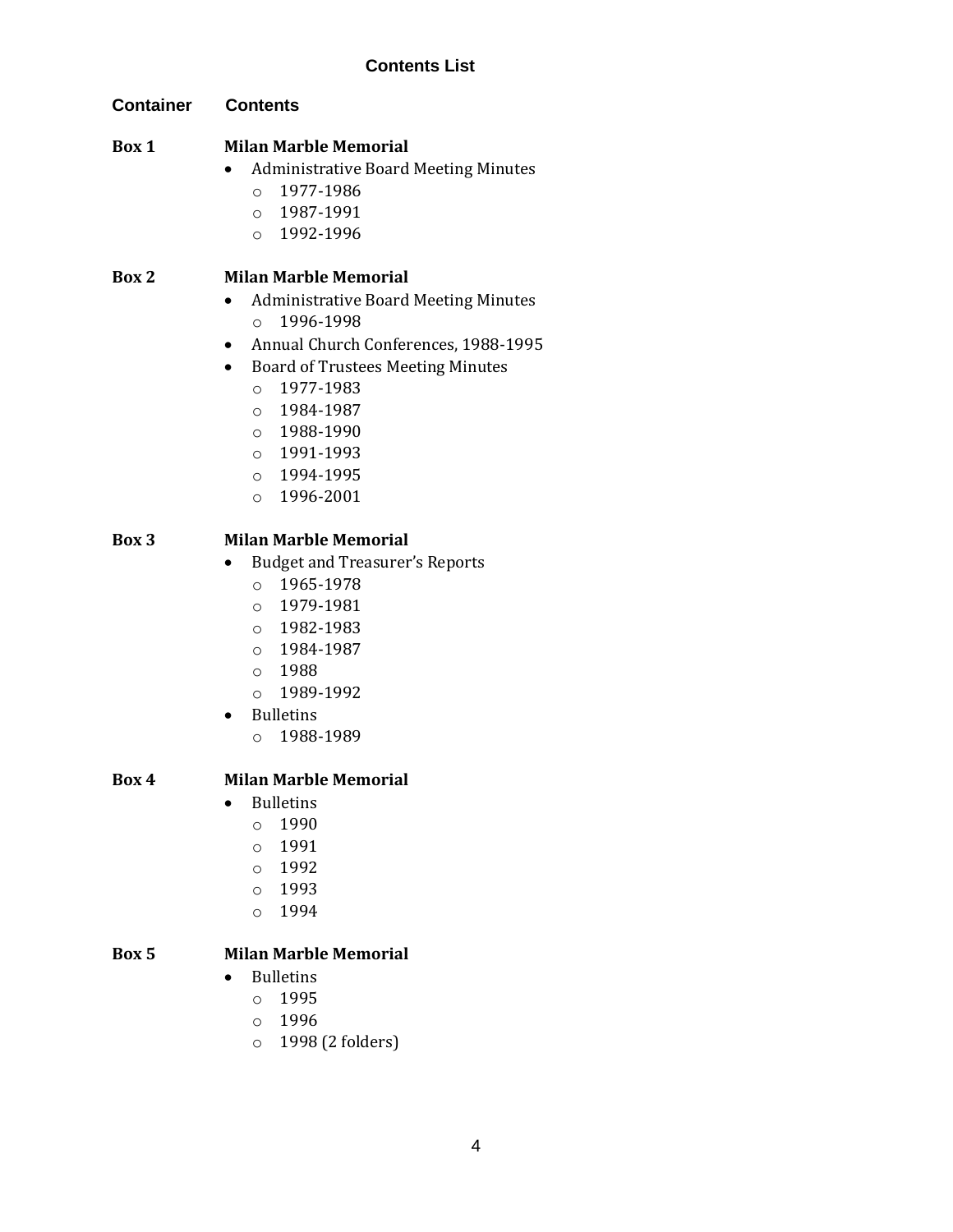## Contents List

| Container | Contents |
|---|---|
| **Box 1** | **Milan Marble Memorial** |
| **Box 2** | **Milan Marble Memorial** |
| **Box 3** | **Milan Marble Memorial** |
| **Box 4** | **Milan Marble Memorial** |
| **Box 5** | **Milan Marble Memorial** |

**Box 1** — **Milan Marble Memorial**

- Administrative Board Meeting Minutes
  - 1977-1986
  - 1987-1991
  - 1992-1996

**Box 2** — **Milan Marble Memorial**

- Administrative Board Meeting Minutes
  - 1996-1998
- Annual Church Conferences, 1988-1995
- Board of Trustees Meeting Minutes
  - 1977-1983
  - 1984-1987
  - 1988-1990
  - 1991-1993
  - 1994-1995
  - 1996-2001

**Box 3** — **Milan Marble Memorial**

- Budget and Treasurer's Reports
  - 1965-1978
  - 1979-1981
  - 1982-1983
  - 1984-1987
  - 1988
  - 1989-1992
- Bulletins
  - 1988-1989

**Box 4** — **Milan Marble Memorial**

- Bulletins
  - 1990
  - 1991
  - 1992
  - 1993
  - 1994

**Box 5** — **Milan Marble Memorial**

- Bulletins
  - 1995
  - 1996
  - 1998 (2 folders)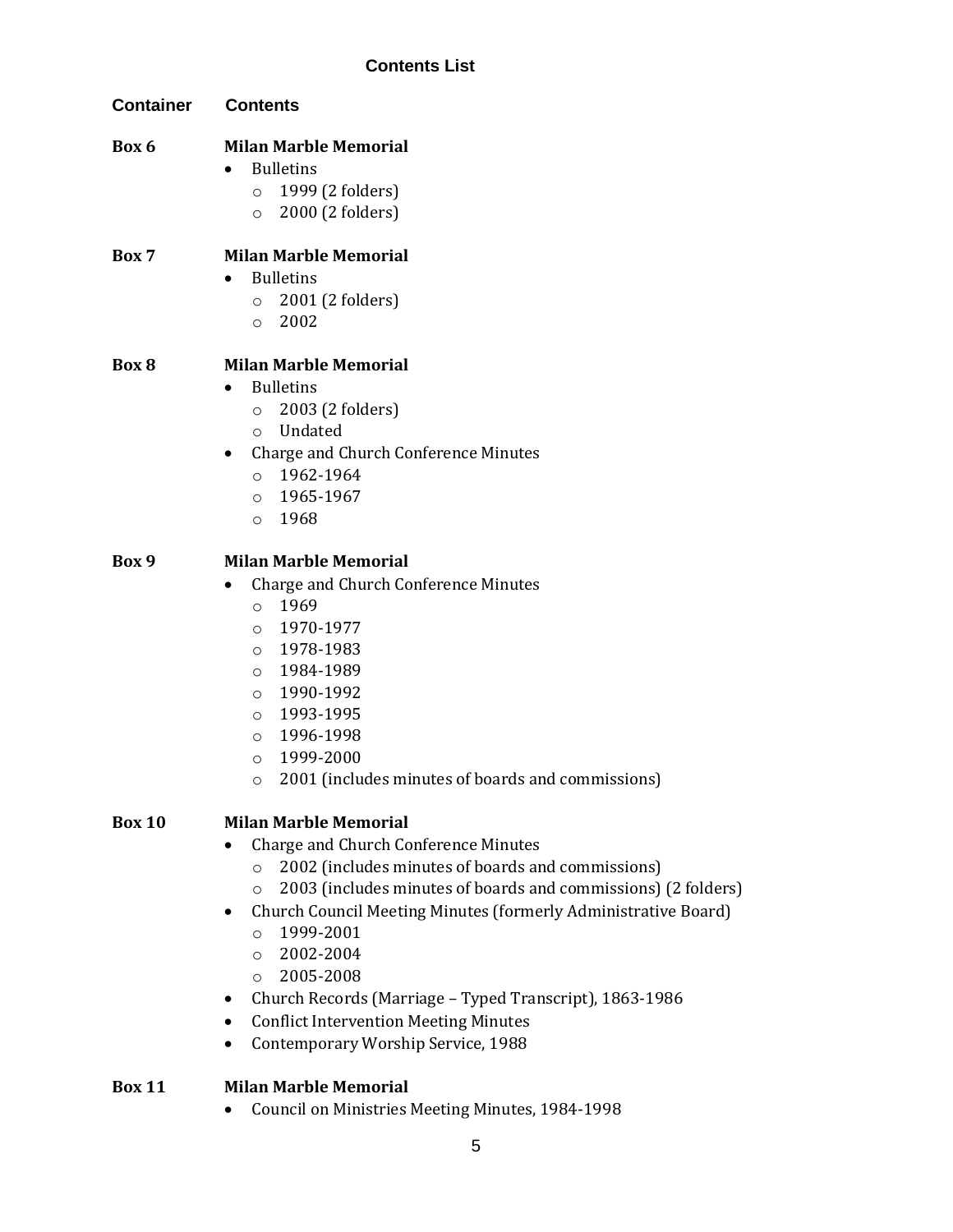## Contents List

| Container | Contents |
| --- | --- |
| **Box 6** | **Milan Marble Memorial**<br>• Bulletins<br>&nbsp;&nbsp;o 1999 (2 folders)<br>&nbsp;&nbsp;o 2000 (2 folders) |
| **Box 7** | **Milan Marble Memorial**<br>• Bulletins<br>&nbsp;&nbsp;o 2001 (2 folders)<br>&nbsp;&nbsp;o 2002 |
| **Box 8** | **Milan Marble Memorial**<br>• Bulletins<br>&nbsp;&nbsp;o 2003 (2 folders)<br>&nbsp;&nbsp;o Undated<br>• Charge and Church Conference Minutes<br>&nbsp;&nbsp;o 1962-1964<br>&nbsp;&nbsp;o 1965-1967<br>&nbsp;&nbsp;o 1968 |
| **Box 9** | **Milan Marble Memorial**<br>• Charge and Church Conference Minutes<br>&nbsp;&nbsp;o 1969<br>&nbsp;&nbsp;o 1970-1977<br>&nbsp;&nbsp;o 1978-1983<br>&nbsp;&nbsp;o 1984-1989<br>&nbsp;&nbsp;o 1990-1992<br>&nbsp;&nbsp;o 1993-1995<br>&nbsp;&nbsp;o 1996-1998<br>&nbsp;&nbsp;o 1999-2000<br>&nbsp;&nbsp;o 2001 (includes minutes of boards and commissions) |
| **Box 10** | **Milan Marble Memorial**<br>• Charge and Church Conference Minutes<br>&nbsp;&nbsp;o 2002 (includes minutes of boards and commissions)<br>&nbsp;&nbsp;o 2003 (includes minutes of boards and commissions) (2 folders)<br>• Church Council Meeting Minutes (formerly Administrative Board)<br>&nbsp;&nbsp;o 1999-2001<br>&nbsp;&nbsp;o 2002-2004<br>&nbsp;&nbsp;o 2005-2008<br>• Church Records (Marriage – Typed Transcript), 1863-1986<br>• Conflict Intervention Meeting Minutes<br>• Contemporary Worship Service, 1988 |
| **Box 11** | **Milan Marble Memorial**<br>• Council on Ministries Meeting Minutes, 1984-1998 |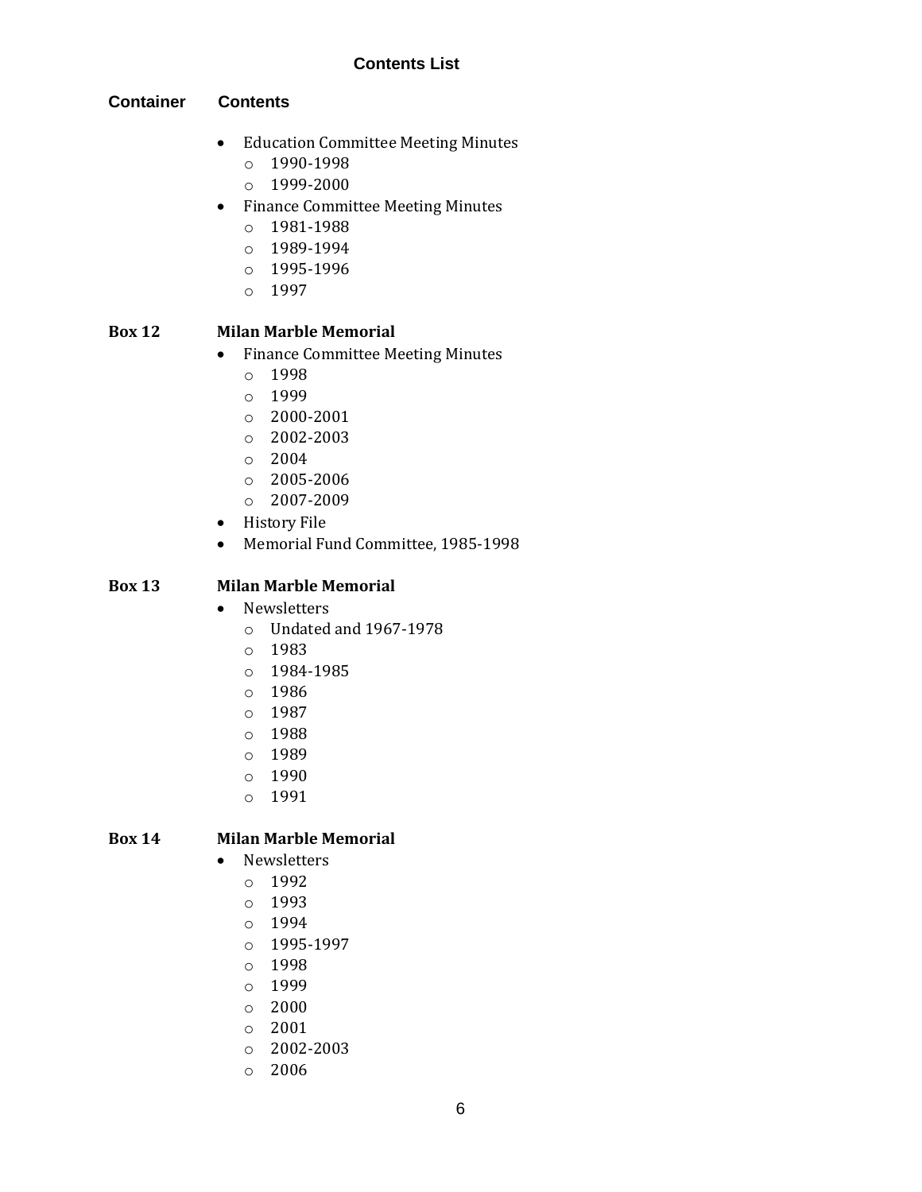### Contents List

**Container** **Contents**

- Education Committee Meeting Minutes
  - 1990-1998
  - 1999-2000
- Finance Committee Meeting Minutes
  - 1981-1988
  - 1989-1994
  - 1995-1996
  - 1997

**Box 12** **Milan Marble Memorial**

- Finance Committee Meeting Minutes
  - 1998
  - 1999
  - 2000-2001
  - 2002-2003
  - 2004
  - 2005-2006
  - 2007-2009
- History File
- Memorial Fund Committee, 1985-1998

**Box 13** **Milan Marble Memorial**

- Newsletters
  - Undated and 1967-1978
  - 1983
  - 1984-1985
  - 1986
  - 1987
  - 1988
  - 1989
  - 1990
  - 1991

**Box 14** **Milan Marble Memorial**

- Newsletters
  - 1992
  - 1993
  - 1994
  - 1995-1997
  - 1998
  - 1999
  - 2000
  - 2001
  - 2002-2003
  - 2006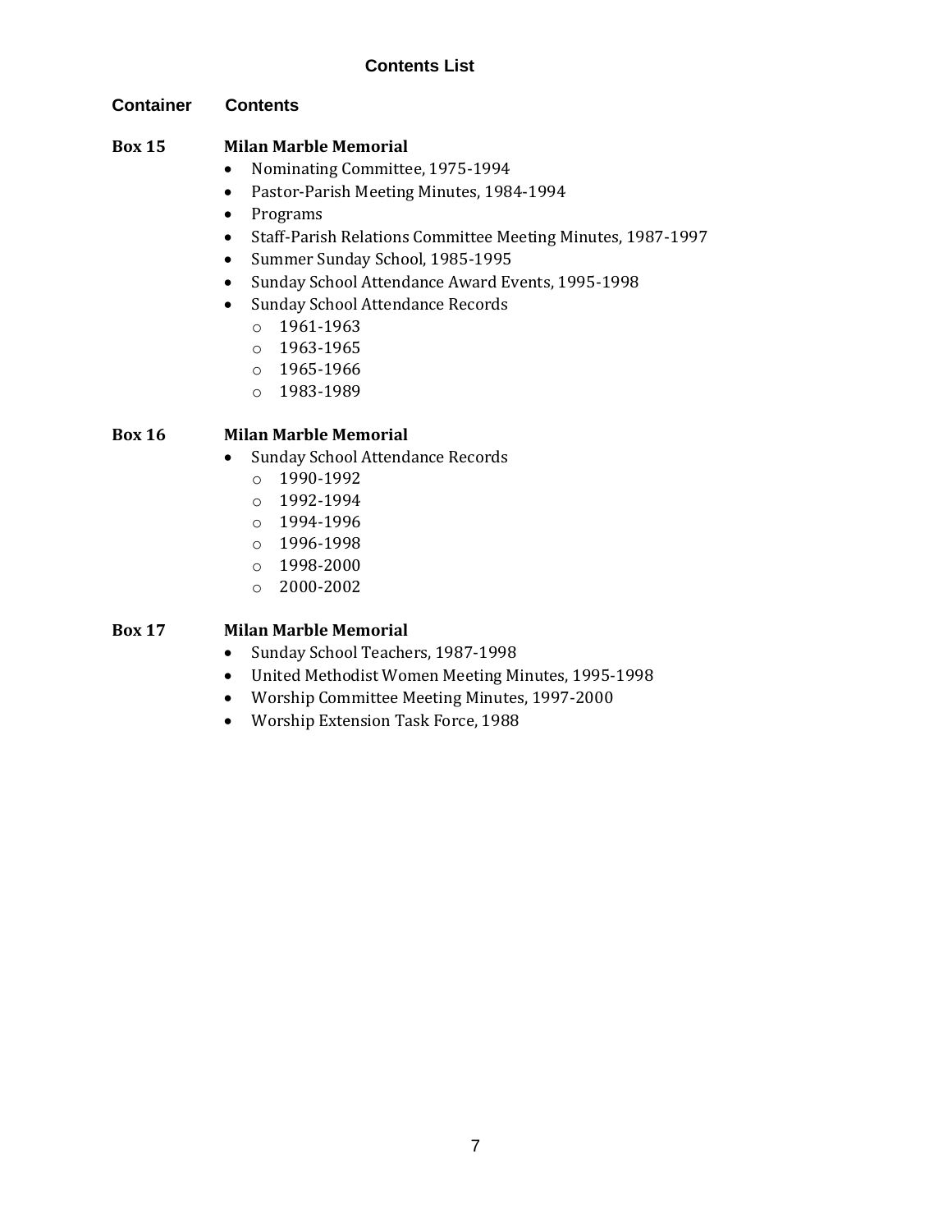## Contents List

| Container | Contents |
|---|---|
| **Box 15** | **Milan Marble Memorial** |

**Box 15** — **Milan Marble Memorial**

- Nominating Committee, 1975-1994
- Pastor-Parish Meeting Minutes, 1984-1994
- Programs
- Staff-Parish Relations Committee Meeting Minutes, 1987-1997
- Summer Sunday School, 1985-1995
- Sunday School Attendance Award Events, 1995-1998
- Sunday School Attendance Records
  - 1961-1963
  - 1963-1965
  - 1965-1966
  - 1983-1989

**Box 16** — **Milan Marble Memorial**

- Sunday School Attendance Records
  - 1990-1992
  - 1992-1994
  - 1994-1996
  - 1996-1998
  - 1998-2000
  - 2000-2002

**Box 17** — **Milan Marble Memorial**

- Sunday School Teachers, 1987-1998
- United Methodist Women Meeting Minutes, 1995-1998
- Worship Committee Meeting Minutes, 1997-2000
- Worship Extension Task Force, 1988